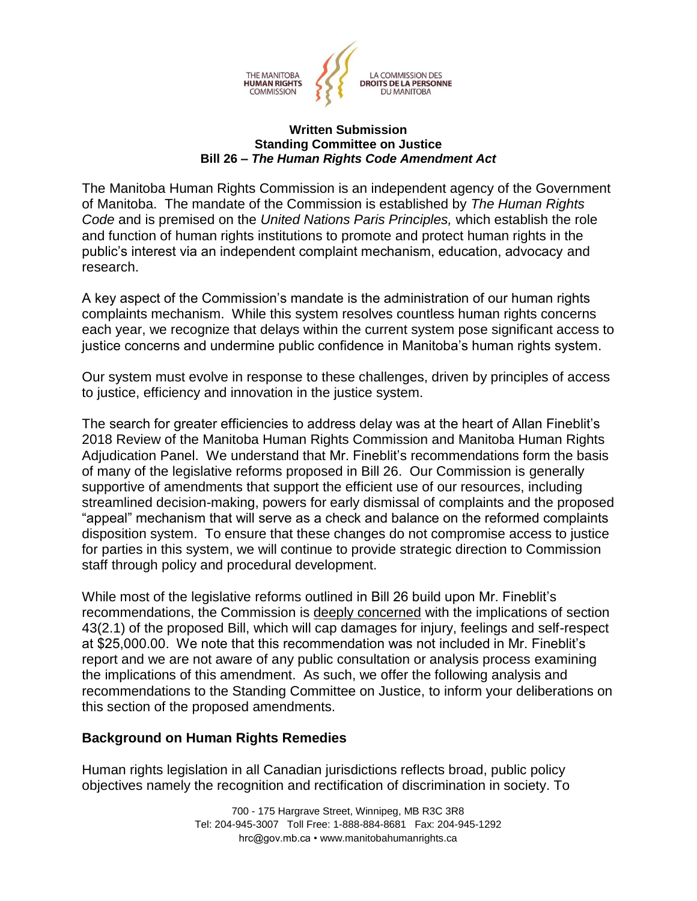THE MANITOBA **HUMAN RIGHTS** COMMISSION | LA COMMISSION DES **DROITS DE LA PERSONNE** DU MANITOBA

**Written Submission**
**Standing Committee on Justice**
**Bill 26 – *The Human Rights Code Amendment Act***

The Manitoba Human Rights Commission is an independent agency of the Government of Manitoba. The mandate of the Commission is established by *The Human Rights Code* and is premised on the *United Nations Paris Principles,* which establish the role and function of human rights institutions to promote and protect human rights in the public's interest via an independent complaint mechanism, education, advocacy and research.

A key aspect of the Commission's mandate is the administration of our human rights complaints mechanism. While this system resolves countless human rights concerns each year, we recognize that delays within the current system pose significant access to justice concerns and undermine public confidence in Manitoba's human rights system.

Our system must evolve in response to these challenges, driven by principles of access to justice, efficiency and innovation in the justice system.

The search for greater efficiencies to address delay was at the heart of Allan Fineblit's 2018 Review of the Manitoba Human Rights Commission and Manitoba Human Rights Adjudication Panel. We understand that Mr. Fineblit's recommendations form the basis of many of the legislative reforms proposed in Bill 26. Our Commission is generally supportive of amendments that support the efficient use of our resources, including streamlined decision-making, powers for early dismissal of complaints and the proposed "appeal" mechanism that will serve as a check and balance on the reformed complaints disposition system. To ensure that these changes do not compromise access to justice for parties in this system, we will continue to provide strategic direction to Commission staff through policy and procedural development.

While most of the legislative reforms outlined in Bill 26 build upon Mr. Fineblit's recommendations, the Commission is deeply concerned with the implications of section 43(2.1) of the proposed Bill, which will cap damages for injury, feelings and self-respect at $25,000.00. We note that this recommendation was not included in Mr. Fineblit's report and we are not aware of any public consultation or analysis process examining the implications of this amendment. As such, we offer the following analysis and recommendations to the Standing Committee on Justice, to inform your deliberations on this section of the proposed amendments.

## Background on Human Rights Remedies

Human rights legislation in all Canadian jurisdictions reflects broad, public policy objectives namely the recognition and rectification of discrimination in society. To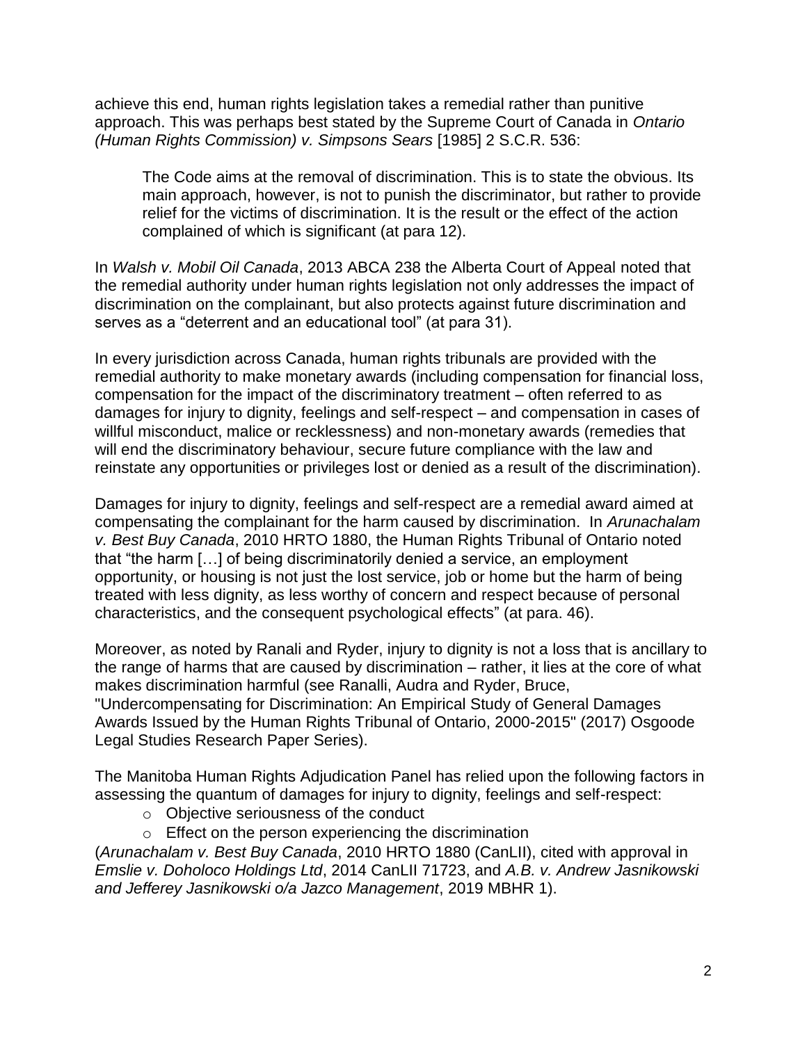achieve this end, human rights legislation takes a remedial rather than punitive approach. This was perhaps best stated by the Supreme Court of Canada in *Ontario (Human Rights Commission) v. Simpsons Sears* [1985] 2 S.C.R. 536:

> The Code aims at the removal of discrimination. This is to state the obvious. Its main approach, however, is not to punish the discriminator, but rather to provide relief for the victims of discrimination. It is the result or the effect of the action complained of which is significant (at para 12).

In *Walsh v. Mobil Oil Canada*, 2013 ABCA 238 the Alberta Court of Appeal noted that the remedial authority under human rights legislation not only addresses the impact of discrimination on the complainant, but also protects against future discrimination and serves as a "deterrent and an educational tool" (at para 31).

In every jurisdiction across Canada, human rights tribunals are provided with the remedial authority to make monetary awards (including compensation for financial loss, compensation for the impact of the discriminatory treatment – often referred to as damages for injury to dignity, feelings and self-respect – and compensation in cases of willful misconduct, malice or recklessness) and non-monetary awards (remedies that will end the discriminatory behaviour, secure future compliance with the law and reinstate any opportunities or privileges lost or denied as a result of the discrimination).

Damages for injury to dignity, feelings and self-respect are a remedial award aimed at compensating the complainant for the harm caused by discrimination. In *Arunachalam v. Best Buy Canada*, 2010 HRTO 1880, the Human Rights Tribunal of Ontario noted that "the harm […] of being discriminatorily denied a service, an employment opportunity, or housing is not just the lost service, job or home but the harm of being treated with less dignity, as less worthy of concern and respect because of personal characteristics, and the consequent psychological effects" (at para. 46).

Moreover, as noted by Ranali and Ryder, injury to dignity is not a loss that is ancillary to the range of harms that are caused by discrimination – rather, it lies at the core of what makes discrimination harmful (see Ranalli, Audra and Ryder, Bruce, "Undercompensating for Discrimination: An Empirical Study of General Damages Awards Issued by the Human Rights Tribunal of Ontario, 2000-2015" (2017) Osgoode Legal Studies Research Paper Series).

The Manitoba Human Rights Adjudication Panel has relied upon the following factors in assessing the quantum of damages for injury to dignity, feelings and self-respect:

- Objective seriousness of the conduct
- Effect on the person experiencing the discrimination

(*Arunachalam v. Best Buy Canada*, 2010 HRTO 1880 (CanLII), cited with approval in *Emslie v. Doholoco Holdings Ltd*, 2014 CanLII 71723, and *A.B. v. Andrew Jasnikowski and Jefferey Jasnikowski o/a Jazco Management*, 2019 MBHR 1).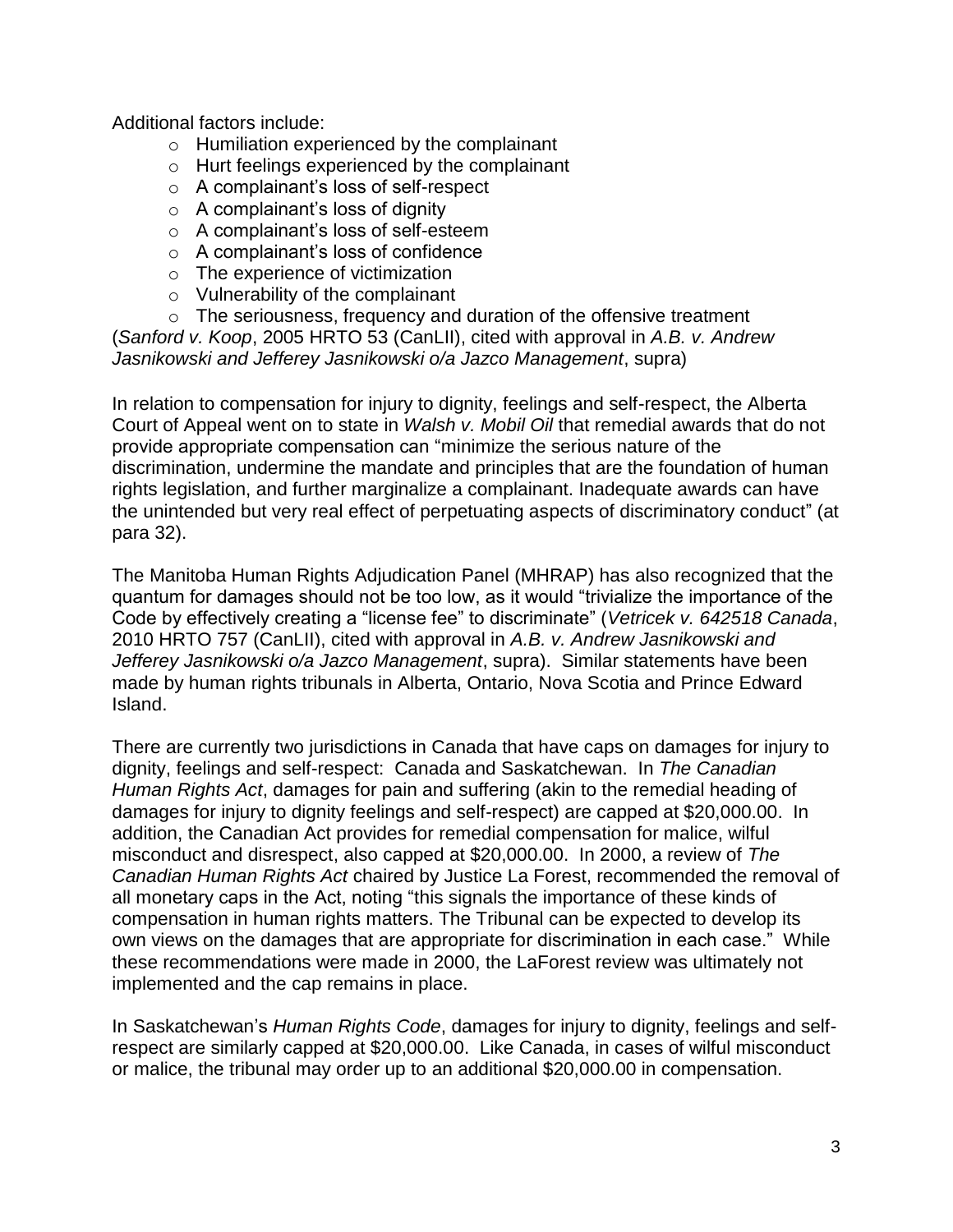Additional factors include:

- Humiliation experienced by the complainant
- Hurt feelings experienced by the complainant
- A complainant's loss of self-respect
- A complainant's loss of dignity
- A complainant's loss of self-esteem
- A complainant's loss of confidence
- The experience of victimization
- Vulnerability of the complainant
- The seriousness, frequency and duration of the offensive treatment

(*Sanford v. Koop*, 2005 HRTO 53 (CanLII), cited with approval in *A.B. v. Andrew Jasnikowski and Jefferey Jasnikowski o/a Jazco Management*, supra)

In relation to compensation for injury to dignity, feelings and self-respect, the Alberta Court of Appeal went on to state in *Walsh v. Mobil Oil* that remedial awards that do not provide appropriate compensation can "minimize the serious nature of the discrimination, undermine the mandate and principles that are the foundation of human rights legislation, and further marginalize a complainant. Inadequate awards can have the unintended but very real effect of perpetuating aspects of discriminatory conduct" (at para 32).

The Manitoba Human Rights Adjudication Panel (MHRAP) has also recognized that the quantum for damages should not be too low, as it would "trivialize the importance of the Code by effectively creating a "license fee" to discriminate" (*Vetricek v. 642518 Canada*, 2010 HRTO 757 (CanLII), cited with approval in *A.B. v. Andrew Jasnikowski and Jefferey Jasnikowski o/a Jazco Management*, supra). Similar statements have been made by human rights tribunals in Alberta, Ontario, Nova Scotia and Prince Edward Island.

There are currently two jurisdictions in Canada that have caps on damages for injury to dignity, feelings and self-respect: Canada and Saskatchewan. In *The Canadian Human Rights Act*, damages for pain and suffering (akin to the remedial heading of damages for injury to dignity feelings and self-respect) are capped at $20,000.00. In addition, the Canadian Act provides for remedial compensation for malice, wilful misconduct and disrespect, also capped at $20,000.00. In 2000, a review of *The Canadian Human Rights Act* chaired by Justice La Forest, recommended the removal of all monetary caps in the Act, noting "this signals the importance of these kinds of compensation in human rights matters. The Tribunal can be expected to develop its own views on the damages that are appropriate for discrimination in each case." While these recommendations were made in 2000, the LaForest review was ultimately not implemented and the cap remains in place.

In Saskatchewan's *Human Rights Code*, damages for injury to dignity, feelings and self-respect are similarly capped at $20,000.00. Like Canada, in cases of wilful misconduct or malice, the tribunal may order up to an additional $20,000.00 in compensation.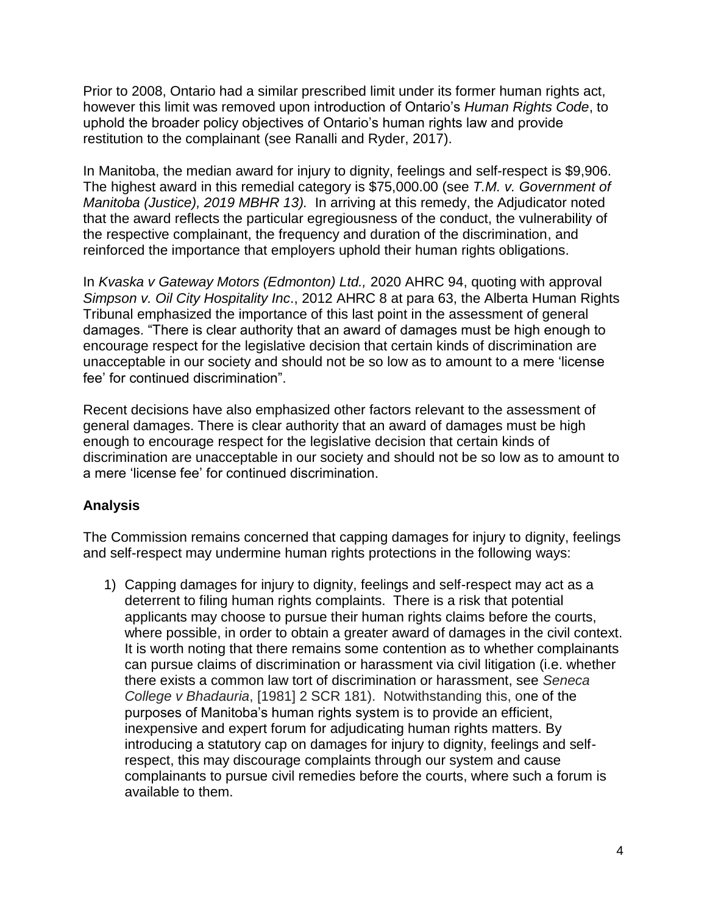Prior to 2008, Ontario had a similar prescribed limit under its former human rights act, however this limit was removed upon introduction of Ontario's *Human Rights Code*, to uphold the broader policy objectives of Ontario's human rights law and provide restitution to the complainant (see Ranalli and Ryder, 2017).

In Manitoba, the median award for injury to dignity, feelings and self-respect is $9,906. The highest award in this remedial category is $75,000.00 (see *T.M. v. Government of Manitoba (Justice), 2019 MBHR 13).* In arriving at this remedy, the Adjudicator noted that the award reflects the particular egregiousness of the conduct, the vulnerability of the respective complainant, the frequency and duration of the discrimination, and reinforced the importance that employers uphold their human rights obligations.

In *Kvaska v Gateway Motors (Edmonton) Ltd.,* 2020 AHRC 94, quoting with approval *Simpson v. Oil City Hospitality Inc*., 2012 AHRC 8 at para 63, the Alberta Human Rights Tribunal emphasized the importance of this last point in the assessment of general damages. "There is clear authority that an award of damages must be high enough to encourage respect for the legislative decision that certain kinds of discrimination are unacceptable in our society and should not be so low as to amount to a mere 'license fee' for continued discrimination".

Recent decisions have also emphasized other factors relevant to the assessment of general damages. There is clear authority that an award of damages must be high enough to encourage respect for the legislative decision that certain kinds of discrimination are unacceptable in our society and should not be so low as to amount to a mere 'license fee' for continued discrimination.

**Analysis**

The Commission remains concerned that capping damages for injury to dignity, feelings and self-respect may undermine human rights protections in the following ways:

1) Capping damages for injury to dignity, feelings and self-respect may act as a deterrent to filing human rights complaints. There is a risk that potential applicants may choose to pursue their human rights claims before the courts, where possible, in order to obtain a greater award of damages in the civil context. It is worth noting that there remains some contention as to whether complainants can pursue claims of discrimination or harassment via civil litigation (i.e. whether there exists a common law tort of discrimination or harassment, see *Seneca College v Bhadauria*, [1981] 2 SCR 181). Notwithstanding this, one of the purposes of Manitoba's human rights system is to provide an efficient, inexpensive and expert forum for adjudicating human rights matters. By introducing a statutory cap on damages for injury to dignity, feelings and self-respect, this may discourage complaints through our system and cause complainants to pursue civil remedies before the courts, where such a forum is available to them.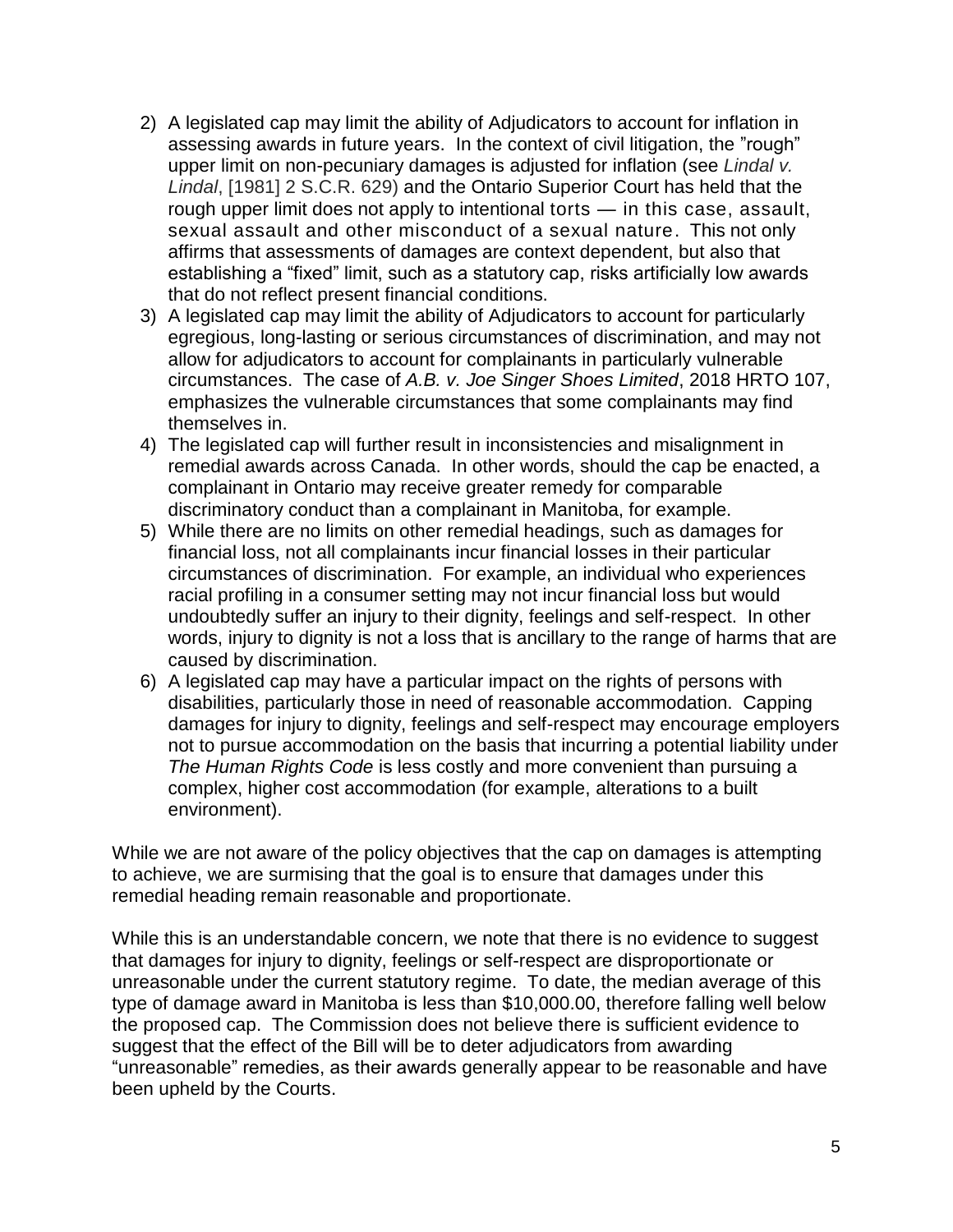2) A legislated cap may limit the ability of Adjudicators to account for inflation in assessing awards in future years. In the context of civil litigation, the "rough" upper limit on non-pecuniary damages is adjusted for inflation (see *Lindal v. Lindal*, [1981] 2 S.C.R. 629) and the Ontario Superior Court has held that the rough upper limit does not apply to intentional torts — in this case, assault, sexual assault and other misconduct of a sexual nature. This not only affirms that assessments of damages are context dependent, but also that establishing a "fixed" limit, such as a statutory cap, risks artificially low awards that do not reflect present financial conditions.
3) A legislated cap may limit the ability of Adjudicators to account for particularly egregious, long-lasting or serious circumstances of discrimination, and may not allow for adjudicators to account for complainants in particularly vulnerable circumstances. The case of *A.B. v. Joe Singer Shoes Limited*, 2018 HRTO 107, emphasizes the vulnerable circumstances that some complainants may find themselves in.
4) The legislated cap will further result in inconsistencies and misalignment in remedial awards across Canada. In other words, should the cap be enacted, a complainant in Ontario may receive greater remedy for comparable discriminatory conduct than a complainant in Manitoba, for example.
5) While there are no limits on other remedial headings, such as damages for financial loss, not all complainants incur financial losses in their particular circumstances of discrimination. For example, an individual who experiences racial profiling in a consumer setting may not incur financial loss but would undoubtedly suffer an injury to their dignity, feelings and self-respect. In other words, injury to dignity is not a loss that is ancillary to the range of harms that are caused by discrimination.
6) A legislated cap may have a particular impact on the rights of persons with disabilities, particularly those in need of reasonable accommodation. Capping damages for injury to dignity, feelings and self-respect may encourage employers not to pursue accommodation on the basis that incurring a potential liability under *The Human Rights Code* is less costly and more convenient than pursuing a complex, higher cost accommodation (for example, alterations to a built environment).

While we are not aware of the policy objectives that the cap on damages is attempting to achieve, we are surmising that the goal is to ensure that damages under this remedial heading remain reasonable and proportionate.

While this is an understandable concern, we note that there is no evidence to suggest that damages for injury to dignity, feelings or self-respect are disproportionate or unreasonable under the current statutory regime. To date, the median average of this type of damage award in Manitoba is less than $10,000.00, therefore falling well below the proposed cap. The Commission does not believe there is sufficient evidence to suggest that the effect of the Bill will be to deter adjudicators from awarding "unreasonable" remedies, as their awards generally appear to be reasonable and have been upheld by the Courts.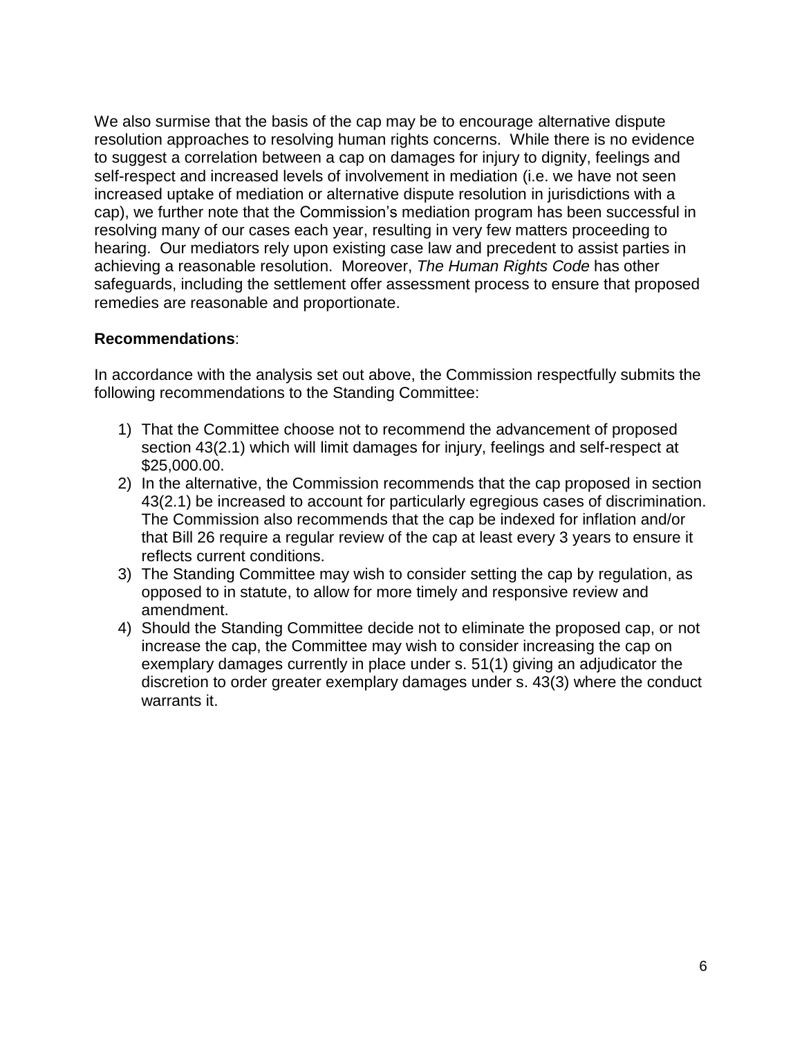We also surmise that the basis of the cap may be to encourage alternative dispute resolution approaches to resolving human rights concerns. While there is no evidence to suggest a correlation between a cap on damages for injury to dignity, feelings and self-respect and increased levels of involvement in mediation (i.e. we have not seen increased uptake of mediation or alternative dispute resolution in jurisdictions with a cap), we further note that the Commission's mediation program has been successful in resolving many of our cases each year, resulting in very few matters proceeding to hearing. Our mediators rely upon existing case law and precedent to assist parties in achieving a reasonable resolution. Moreover, *The Human Rights Code* has other safeguards, including the settlement offer assessment process to ensure that proposed remedies are reasonable and proportionate.

**Recommendations**:

In accordance with the analysis set out above, the Commission respectfully submits the following recommendations to the Standing Committee:

1) That the Committee choose not to recommend the advancement of proposed section 43(2.1) which will limit damages for injury, feelings and self-respect at $25,000.00.
2) In the alternative, the Commission recommends that the cap proposed in section 43(2.1) be increased to account for particularly egregious cases of discrimination. The Commission also recommends that the cap be indexed for inflation and/or that Bill 26 require a regular review of the cap at least every 3 years to ensure it reflects current conditions.
3) The Standing Committee may wish to consider setting the cap by regulation, as opposed to in statute, to allow for more timely and responsive review and amendment.
4) Should the Standing Committee decide not to eliminate the proposed cap, or not increase the cap, the Committee may wish to consider increasing the cap on exemplary damages currently in place under s. 51(1) giving an adjudicator the discretion to order greater exemplary damages under s. 43(3) where the conduct warrants it.